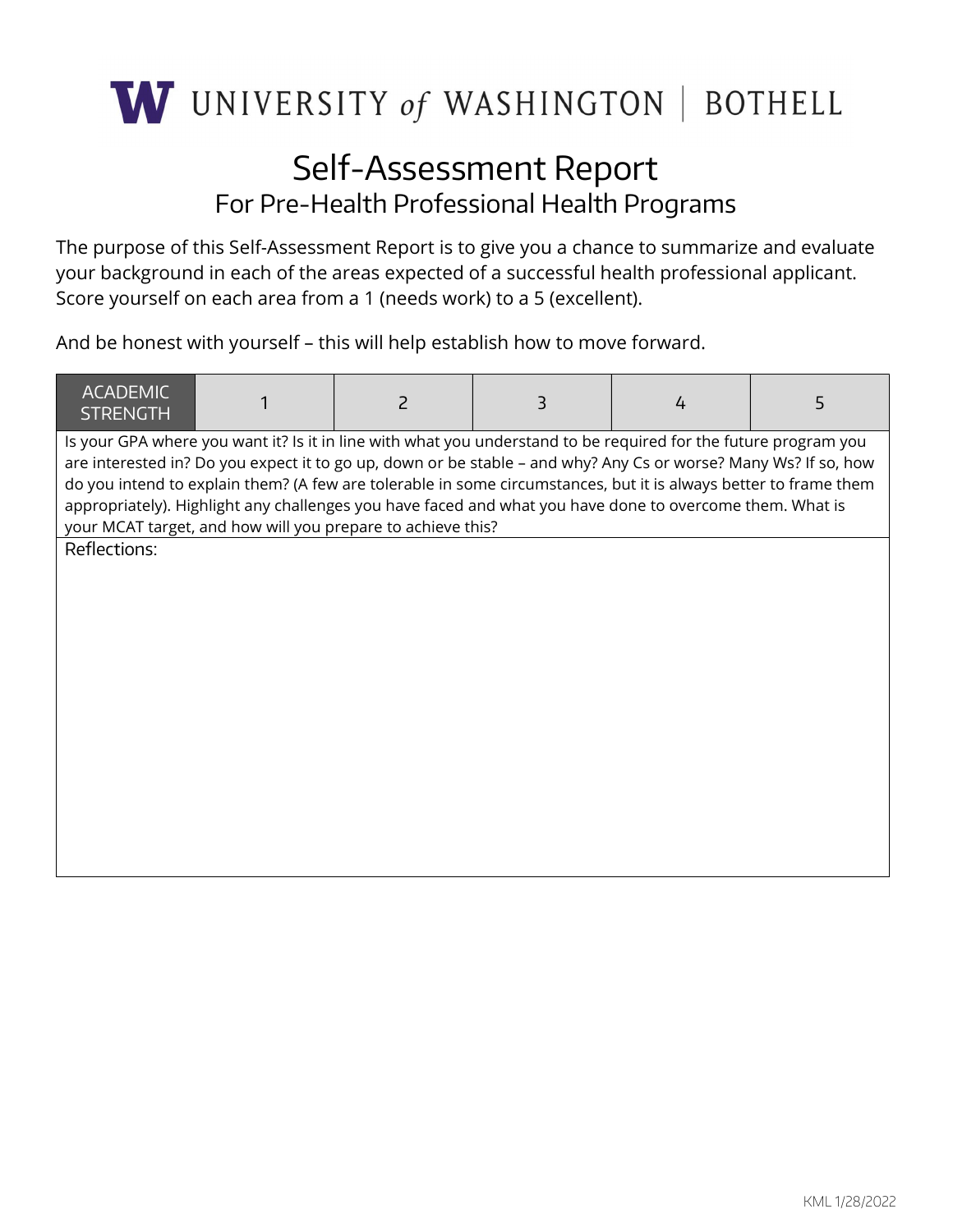UNIVERSITY *of* WASHINGTON | BOTHELL

# Self-Assessment Report

## For Pre-Health Professional Health Programs

The purpose of this Self-Assessment Report is to give you a chance to summarize and evaluate your background in each of the areas expected of a successful health professional applicant. Score yourself on each area from a 1 (needs work) to a 5 (excellent).

And be honest with yourself – this will help establish how to move forward.

| ACADEMIC STRENGTH | 1 | 2 | 3 | 4 | 5 |
|---|---|---|---|---|---|
| Is your GPA where you want it? Is it in line with what you understand to be required for the future program you are interested in? Do you expect it to go up, down or be stable – and why? Any Cs or worse? Many Ws? If so, how do you intend to explain them? (A few are tolerable in some circumstances, but it is always better to frame them appropriately). Highlight any challenges you have faced and what you have done to overcome them. What is your MCAT target, and how will you prepare to achieve this? | | | | | |
| Reflections: | | | | | |

KML 1/28/2022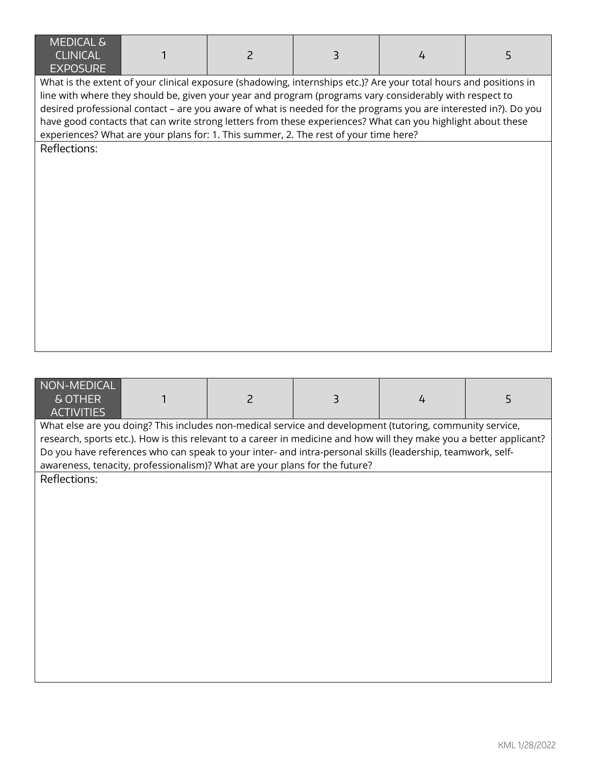| MEDICAL & CLINICAL EXPOSURE | 1 | 2 | 3 | 4 | 5 |
|---|---|---|---|---|---|

What is the extent of your clinical exposure (shadowing, internships etc.)? Are your total hours and positions in line with where they should be, given your year and program (programs vary considerably with respect to desired professional contact – are you aware of what is needed for the programs you are interested in?). Do you have good contacts that can write strong letters from these experiences? What can you highlight about these experiences? What are your plans for: 1. This summer, 2. The rest of your time here?

Reflections:

| NON-MEDICAL & OTHER ACTIVITIES | 1 | 2 | 3 | 4 | 5 |
|---|---|---|---|---|---|

What else are you doing? This includes non-medical service and development (tutoring, community service, research, sports etc.). How is this relevant to a career in medicine and how will they make you a better applicant? Do you have references who can speak to your inter- and intra-personal skills (leadership, teamwork, self-awareness, tenacity, professionalism)? What are your plans for the future?

Reflections:

KML 1/28/2022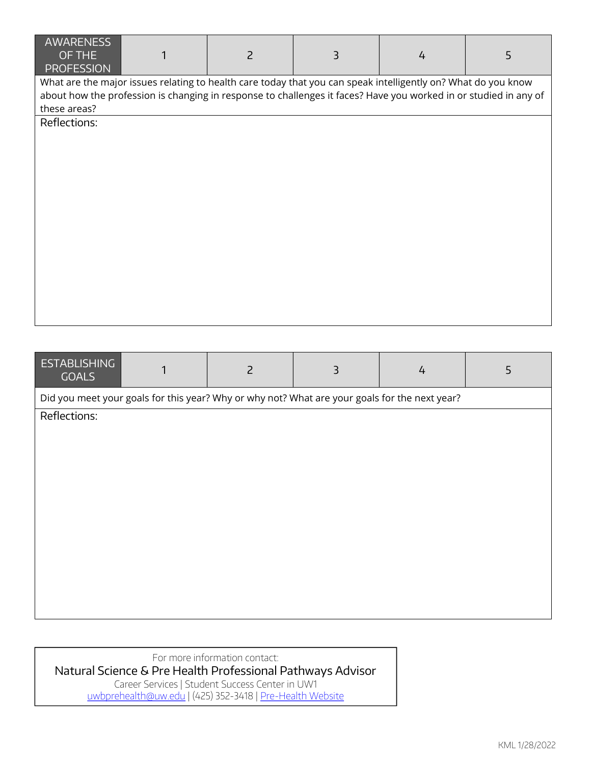| AWARENESS OF THE PROFESSION | 1 | 2 | 3 | 4 | 5 |
|---|---|---|---|---|---|
| What are the major issues relating to health care today that you can speak intelligently on? What do you know about how the profession is changing in response to challenges it faces? Have you worked in or studied in any of these areas? | | | | | |
| Reflections: | | | | | |

| ESTABLISHING GOALS | 1 | 2 | 3 | 4 | 5 |
|---|---|---|---|---|---|
| Did you meet your goals for this year? Why or why not? What are your goals for the next year? | | | | | |
| Reflections: | | | | | |

For more information contact:

Natural Science & Pre Health Professional Pathways Advisor

Career Services | Student Success Center in UW1

uwbprehealth@uw.edu | (425) 352-3418 | Pre-Health Website

KML 1/28/2022